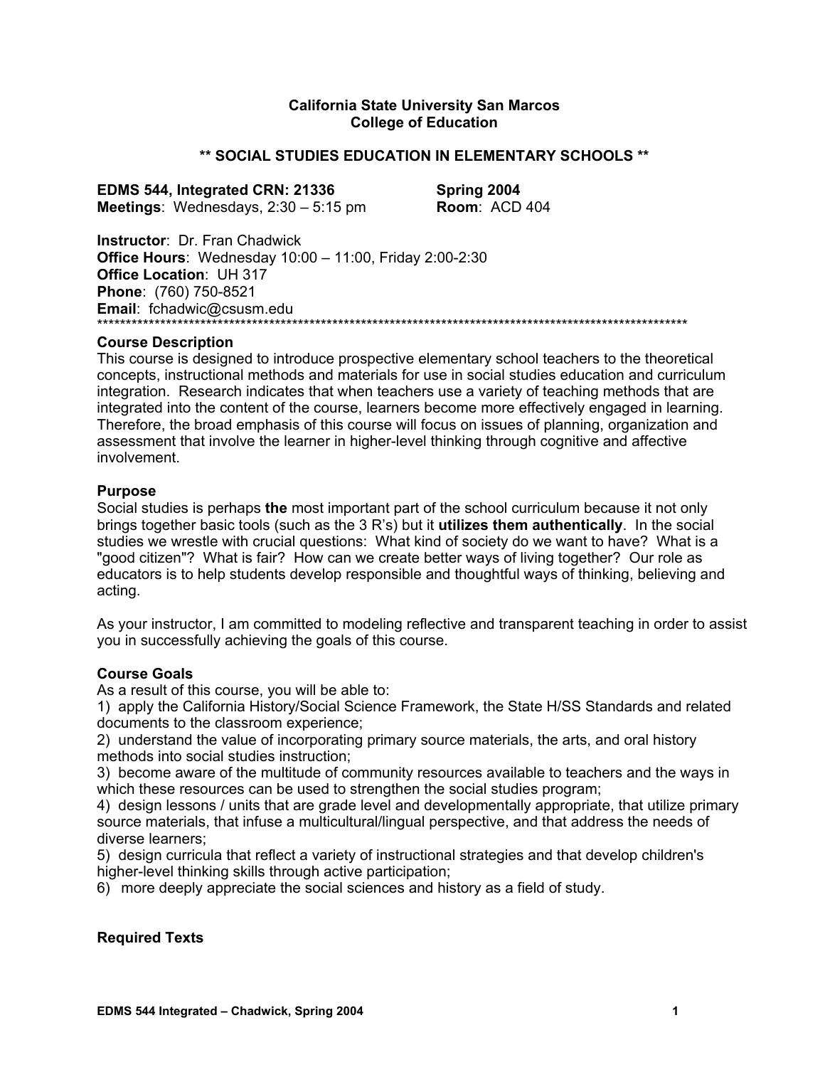**California State University San Marcos**
**College of Education**

# ** SOCIAL STUDIES EDUCATION IN ELEMENTARY SCHOOLS **

**EDMS 544, Integrated CRN: 21336** **Spring 2004**
**Meetings**: Wednesdays, 2:30 – 5:15 pm **Room**: ACD 404

**Instructor**: Dr. Fran Chadwick
**Office Hours**: Wednesday 10:00 – 11:00, Friday 2:00-2:30
**Office Location**: UH 317
**Phone**: (760) 750-8521
**Email**: fchadwic@csusm.edu
******************************************************************************************************

## Course Description

This course is designed to introduce prospective elementary school teachers to the theoretical concepts, instructional methods and materials for use in social studies education and curriculum integration. Research indicates that when teachers use a variety of teaching methods that are integrated into the content of the course, learners become more effectively engaged in learning. Therefore, the broad emphasis of this course will focus on issues of planning, organization and assessment that involve the learner in higher-level thinking through cognitive and affective involvement.

## Purpose

Social studies is perhaps **the** most important part of the school curriculum because it not only brings together basic tools (such as the 3 R's) but it **utilizes them authentically**. In the social studies we wrestle with crucial questions: What kind of society do we want to have? What is a "good citizen"? What is fair? How can we create better ways of living together? Our role as educators is to help students develop responsible and thoughtful ways of thinking, believing and acting.

As your instructor, I am committed to modeling reflective and transparent teaching in order to assist you in successfully achieving the goals of this course.

## Course Goals

As a result of this course, you will be able to:

1) apply the California History/Social Science Framework, the State H/SS Standards and related documents to the classroom experience;
2) understand the value of incorporating primary source materials, the arts, and oral history methods into social studies instruction;
3) become aware of the multitude of community resources available to teachers and the ways in which these resources can be used to strengthen the social studies program;
4) design lessons / units that are grade level and developmentally appropriate, that utilize primary source materials, that infuse a multicultural/lingual perspective, and that address the needs of diverse learners;
5) design curricula that reflect a variety of instructional strategies and that develop children's higher-level thinking skills through active participation;
6) more deeply appreciate the social sciences and history as a field of study.

## Required Texts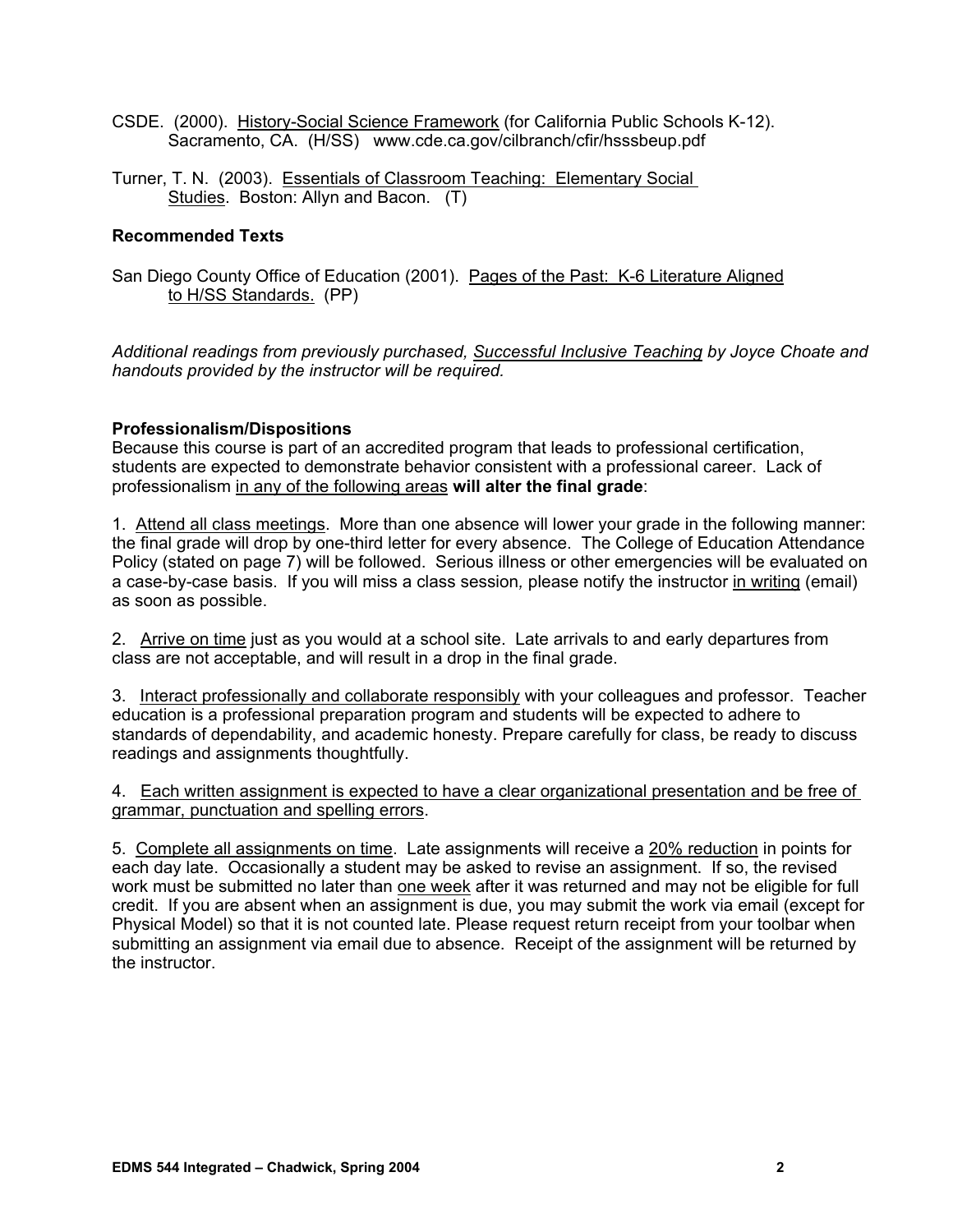CSDE. (2000). History-Social Science Framework (for California Public Schools K-12). Sacramento, CA. (H/SS) www.cde.ca.gov/cilbranch/cfir/hsssbeup.pdf

Turner, T. N. (2003). Essentials of Classroom Teaching: Elementary Social Studies. Boston: Allyn and Bacon. (T)

**Recommended Texts**

San Diego County Office of Education (2001). Pages of the Past: K-6 Literature Aligned to H/SS Standards. (PP)

*Additional readings from previously purchased, Successful Inclusive Teaching by Joyce Choate and handouts provided by the instructor will be required.*

**Professionalism/Dispositions**

Because this course is part of an accredited program that leads to professional certification, students are expected to demonstrate behavior consistent with a professional career. Lack of professionalism in any of the following areas **will alter the final grade**:

1. Attend all class meetings. More than one absence will lower your grade in the following manner: the final grade will drop by one-third letter for every absence. The College of Education Attendance Policy (stated on page 7) will be followed. Serious illness or other emergencies will be evaluated on a case-by-case basis. If you will miss a class session, please notify the instructor in writing (email) as soon as possible.

2. Arrive on time just as you would at a school site. Late arrivals to and early departures from class are not acceptable, and will result in a drop in the final grade.

3. Interact professionally and collaborate responsibly with your colleagues and professor. Teacher education is a professional preparation program and students will be expected to adhere to standards of dependability, and academic honesty. Prepare carefully for class, be ready to discuss readings and assignments thoughtfully.

4. Each written assignment is expected to have a clear organizational presentation and be free of grammar, punctuation and spelling errors.

5. Complete all assignments on time. Late assignments will receive a 20% reduction in points for each day late. Occasionally a student may be asked to revise an assignment. If so, the revised work must be submitted no later than one week after it was returned and may not be eligible for full credit. If you are absent when an assignment is due, you may submit the work via email (except for Physical Model) so that it is not counted late. Please request return receipt from your toolbar when submitting an assignment via email due to absence. Receipt of the assignment will be returned by the instructor.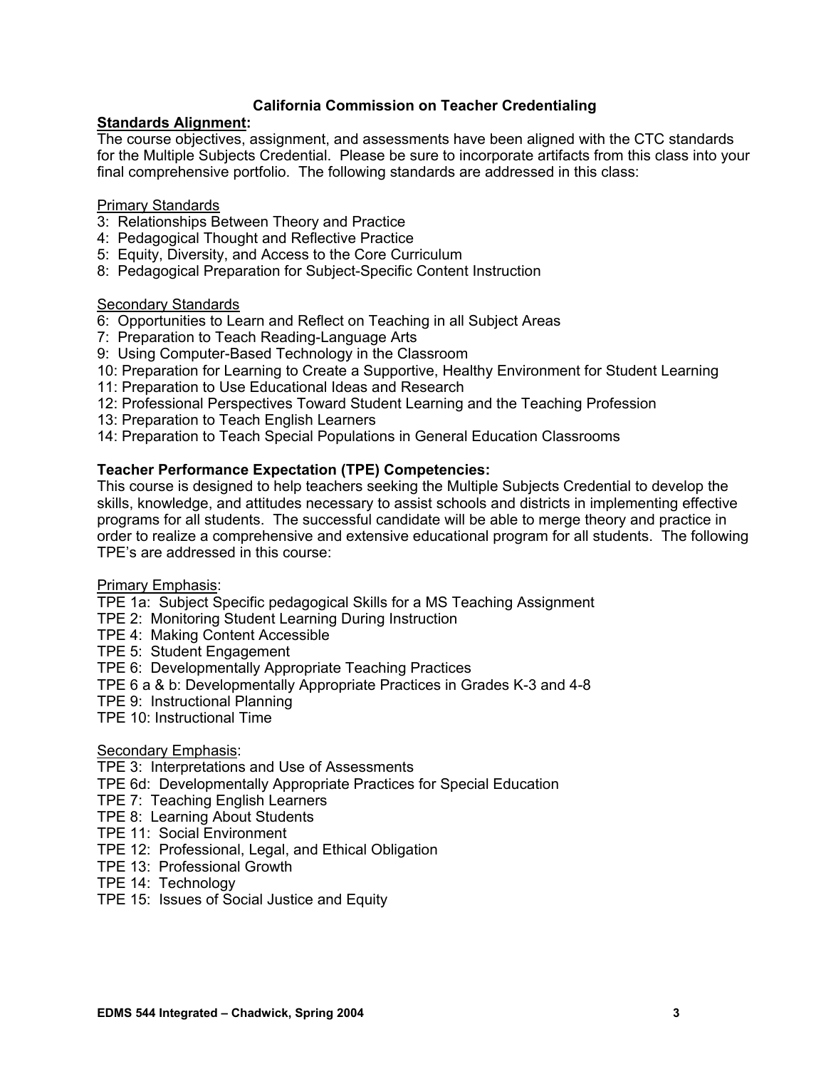### California Commission on Teacher Credentialing

**Standards Alignment:**

The course objectives, assignment, and assessments have been aligned with the CTC standards for the Multiple Subjects Credential. Please be sure to incorporate artifacts from this class into your final comprehensive portfolio. The following standards are addressed in this class:

Primary Standards

- 3: Relationships Between Theory and Practice
- 4: Pedagogical Thought and Reflective Practice
- 5: Equity, Diversity, and Access to the Core Curriculum
- 8: Pedagogical Preparation for Subject-Specific Content Instruction

Secondary Standards

- 6: Opportunities to Learn and Reflect on Teaching in all Subject Areas
- 7: Preparation to Teach Reading-Language Arts
- 9: Using Computer-Based Technology in the Classroom
- 10: Preparation for Learning to Create a Supportive, Healthy Environment for Student Learning
- 11: Preparation to Use Educational Ideas and Research
- 12: Professional Perspectives Toward Student Learning and the Teaching Profession
- 13: Preparation to Teach English Learners
- 14: Preparation to Teach Special Populations in General Education Classrooms

**Teacher Performance Expectation (TPE) Competencies:**

This course is designed to help teachers seeking the Multiple Subjects Credential to develop the skills, knowledge, and attitudes necessary to assist schools and districts in implementing effective programs for all students. The successful candidate will be able to merge theory and practice in order to realize a comprehensive and extensive educational program for all students. The following TPE's are addressed in this course:

Primary Emphasis:

- TPE 1a: Subject Specific pedagogical Skills for a MS Teaching Assignment
- TPE 2: Monitoring Student Learning During Instruction
- TPE 4: Making Content Accessible
- TPE 5: Student Engagement
- TPE 6: Developmentally Appropriate Teaching Practices
- TPE 6 a & b: Developmentally Appropriate Practices in Grades K-3 and 4-8
- TPE 9: Instructional Planning
- TPE 10: Instructional Time

Secondary Emphasis:

- TPE 3: Interpretations and Use of Assessments
- TPE 6d: Developmentally Appropriate Practices for Special Education
- TPE 7: Teaching English Learners
- TPE 8: Learning About Students
- TPE 11: Social Environment
- TPE 12: Professional, Legal, and Ethical Obligation
- TPE 13: Professional Growth
- TPE 14: Technology
- TPE 15: Issues of Social Justice and Equity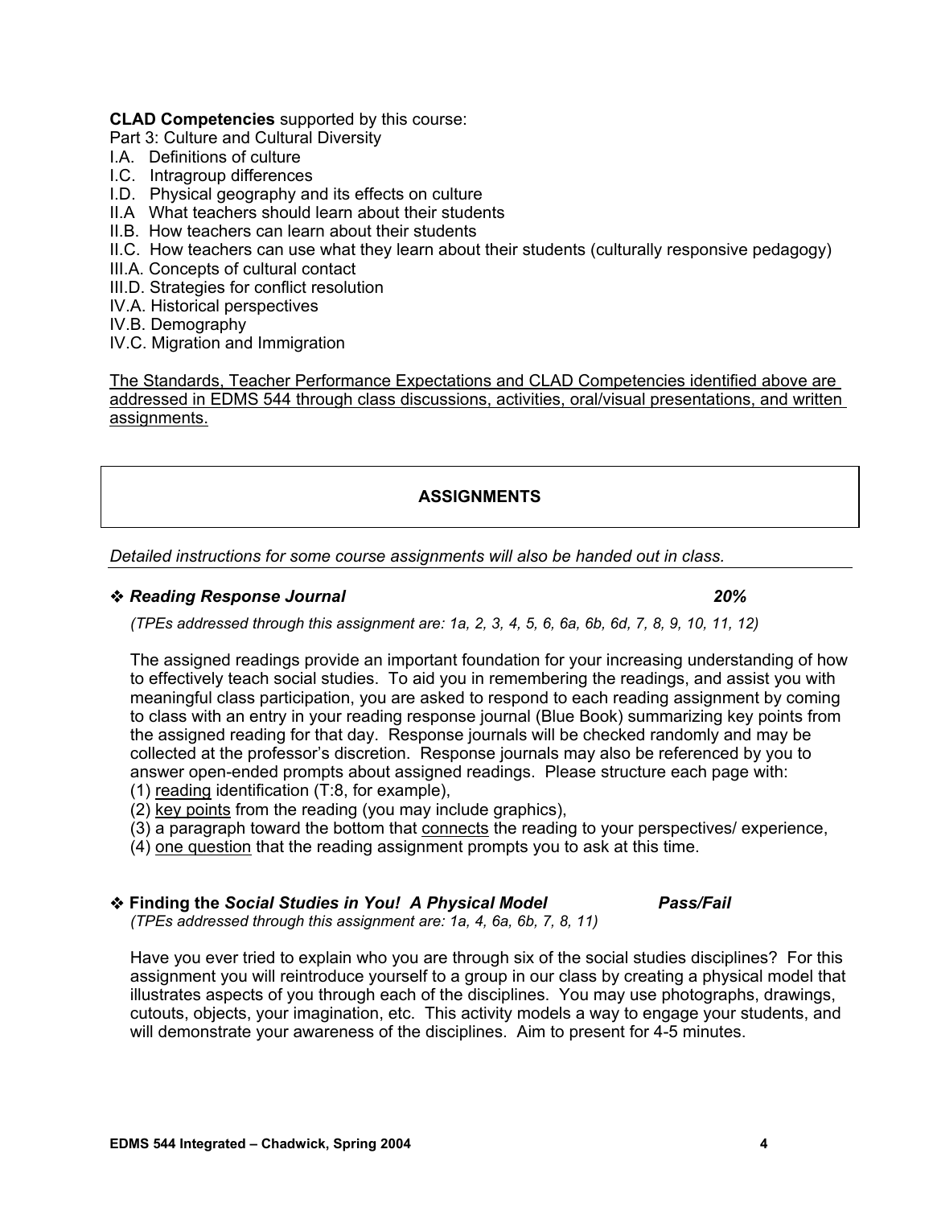**CLAD Competencies** supported by this course:

Part 3: Culture and Cultural Diversity

- I.A. Definitions of culture
- I.C. Intragroup differences
- I.D. Physical geography and its effects on culture
- II.A What teachers should learn about their students
- II.B. How teachers can learn about their students
- II.C. How teachers can use what they learn about their students (culturally responsive pedagogy)
- III.A. Concepts of cultural contact
- III.D. Strategies for conflict resolution
- IV.A. Historical perspectives
- IV.B. Demography
- IV.C. Migration and Immigration

<u>The Standards, Teacher Performance Expectations and CLAD Competencies identified above are addressed in EDMS 544 through class discussions, activities, oral/visual presentations, and written assignments.</u>

## ASSIGNMENTS

*Detailed instructions for some course assignments will also be handed out in class.*

### ❖ *Reading Response Journal* — *20%*

*(TPEs addressed through this assignment are: 1a, 2, 3, 4, 5, 6, 6a, 6b, 6d, 7, 8, 9, 10, 11, 12)*

The assigned readings provide an important foundation for your increasing understanding of how to effectively teach social studies. To aid you in remembering the readings, and assist you with meaningful class participation, you are asked to respond to each reading assignment by coming to class with an entry in your reading response journal (Blue Book) summarizing key points from the assigned reading for that day. Response journals will be checked randomly and may be collected at the professor's discretion. Response journals may also be referenced by you to answer open-ended prompts about assigned readings. Please structure each page with:

(1) <u>reading</u> identification (T:8, for example),
(2) <u>key points</u> from the reading (you may include graphics),
(3) a paragraph toward the bottom that <u>connects</u> the reading to your perspectives/ experience,
(4) <u>one question</u> that the reading assignment prompts you to ask at this time.

### ❖ Finding the *Social Studies in You! A Physical Model* — *Pass/Fail*

*(TPEs addressed through this assignment are: 1a, 4, 6a, 6b, 7, 8, 11)*

Have you ever tried to explain who you are through six of the social studies disciplines? For this assignment you will reintroduce yourself to a group in our class by creating a physical model that illustrates aspects of you through each of the disciplines. You may use photographs, drawings, cutouts, objects, your imagination, etc. This activity models a way to engage your students, and will demonstrate your awareness of the disciplines. Aim to present for 4-5 minutes.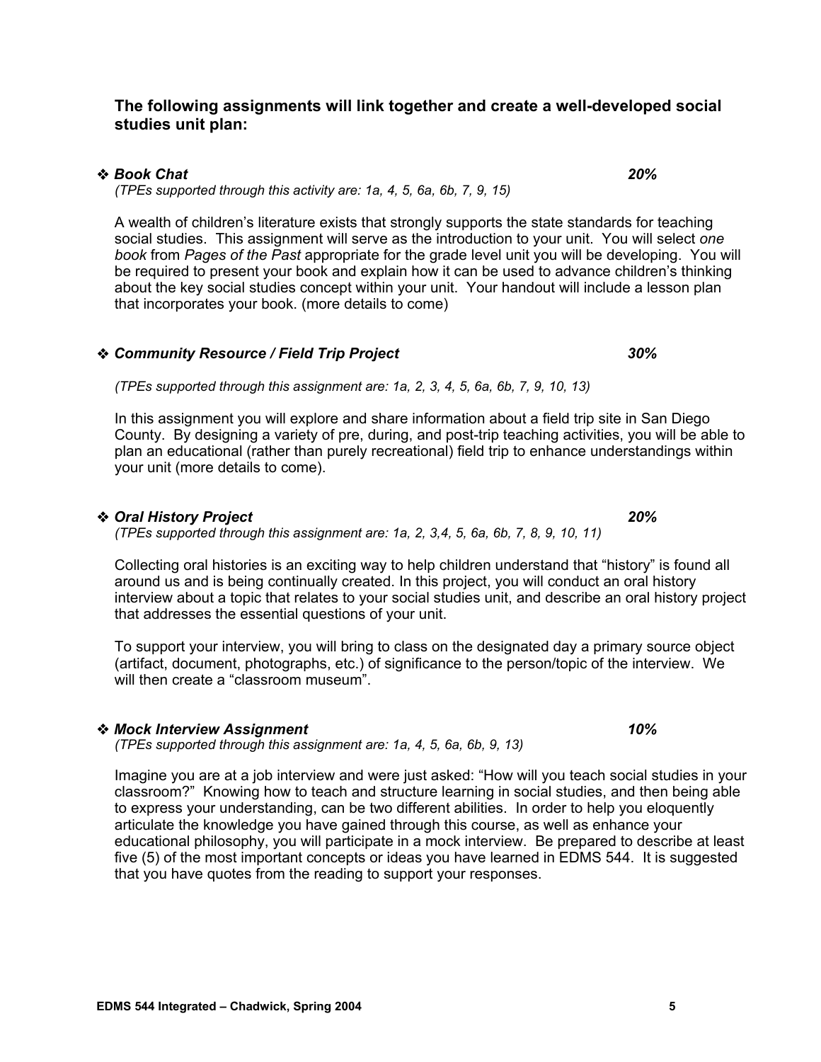**The following assignments will link together and create a well-developed social studies unit plan:**

- ***Book Chat*** ***20%***

  *(TPEs supported through this activity are: 1a, 4, 5, 6a, 6b, 7, 9, 15)*

  A wealth of children's literature exists that strongly supports the state standards for teaching social studies. This assignment will serve as the introduction to your unit. You will select *one book* from *Pages of the Past* appropriate for the grade level unit you will be developing. You will be required to present your book and explain how it can be used to advance children's thinking about the key social studies concept within your unit. Your handout will include a lesson plan that incorporates your book. (more details to come)

- ***Community Resource / Field Trip Project*** ***30%***

  *(TPEs supported through this assignment are: 1a, 2, 3, 4, 5, 6a, 6b, 7, 9, 10, 13)*

  In this assignment you will explore and share information about a field trip site in San Diego County. By designing a variety of pre, during, and post-trip teaching activities, you will be able to plan an educational (rather than purely recreational) field trip to enhance understandings within your unit (more details to come).

- ***Oral History Project*** ***20%***

  *(TPEs supported through this assignment are: 1a, 2, 3,4, 5, 6a, 6b, 7, 8, 9, 10, 11)*

  Collecting oral histories is an exciting way to help children understand that "history" is found all around us and is being continually created. In this project, you will conduct an oral history interview about a topic that relates to your social studies unit, and describe an oral history project that addresses the essential questions of your unit.

  To support your interview, you will bring to class on the designated day a primary source object (artifact, document, photographs, etc.) of significance to the person/topic of the interview. We will then create a "classroom museum".

- ***Mock Interview Assignment*** ***10%***

  *(TPEs supported through this assignment are: 1a, 4, 5, 6a, 6b, 9, 13)*

  Imagine you are at a job interview and were just asked: "How will you teach social studies in your classroom?" Knowing how to teach and structure learning in social studies, and then being able to express your understanding, can be two different abilities. In order to help you eloquently articulate the knowledge you have gained through this course, as well as enhance your educational philosophy, you will participate in a mock interview. Be prepared to describe at least five (5) of the most important concepts or ideas you have learned in EDMS 544. It is suggested that you have quotes from the reading to support your responses.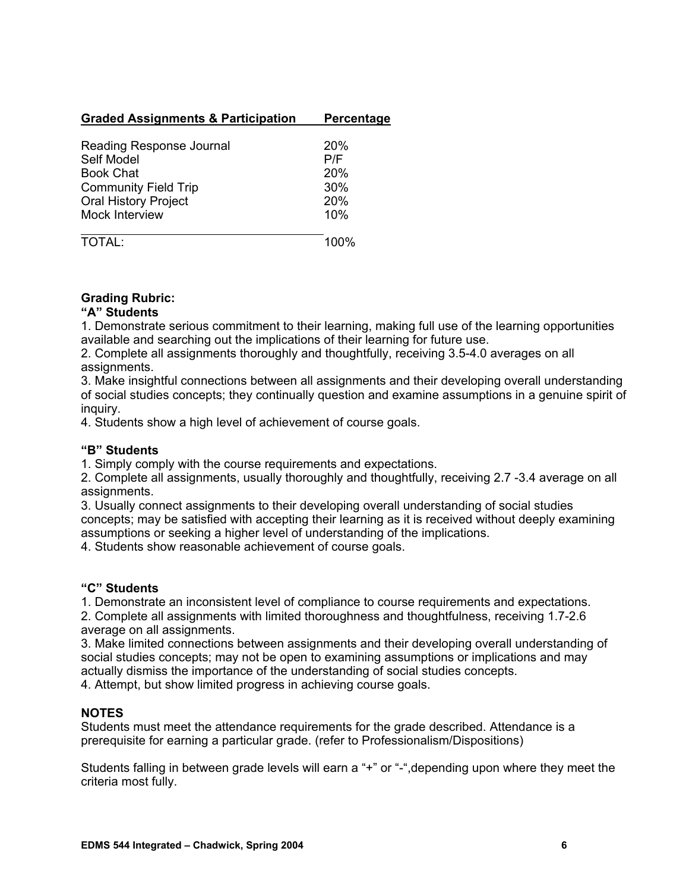| Graded Assignments & Participation | Percentage |
| --- | --- |
| Reading Response Journal | 20% |
| Self Model | P/F |
| Book Chat | 20% |
| Community Field Trip | 30% |
| Oral History Project | 20% |
| Mock Interview | 10% |
| TOTAL: | 100% |

**Grading Rubric:**

**"A" Students**

1. Demonstrate serious commitment to their learning, making full use of the learning opportunities available and searching out the implications of their learning for future use.
2. Complete all assignments thoroughly and thoughtfully, receiving 3.5-4.0 averages on all assignments.
3. Make insightful connections between all assignments and their developing overall understanding of social studies concepts; they continually question and examine assumptions in a genuine spirit of inquiry.
4. Students show a high level of achievement of course goals.

**"B" Students**

1. Simply comply with the course requirements and expectations.
2. Complete all assignments, usually thoroughly and thoughtfully, receiving 2.7 -3.4 average on all assignments.
3. Usually connect assignments to their developing overall understanding of social studies concepts; may be satisfied with accepting their learning as it is received without deeply examining assumptions or seeking a higher level of understanding of the implications.
4. Students show reasonable achievement of course goals.

**"C" Students**

1. Demonstrate an inconsistent level of compliance to course requirements and expectations.
2. Complete all assignments with limited thoroughness and thoughtfulness, receiving 1.7-2.6 average on all assignments.
3. Make limited connections between assignments and their developing overall understanding of social studies concepts; may not be open to examining assumptions or implications and may actually dismiss the importance of the understanding of social studies concepts.
4. Attempt, but show limited progress in achieving course goals.

**NOTES**

Students must meet the attendance requirements for the grade described. Attendance is a prerequisite for earning a particular grade. (refer to Professionalism/Dispositions)

Students falling in between grade levels will earn a "+" or "-",depending upon where they meet the criteria most fully.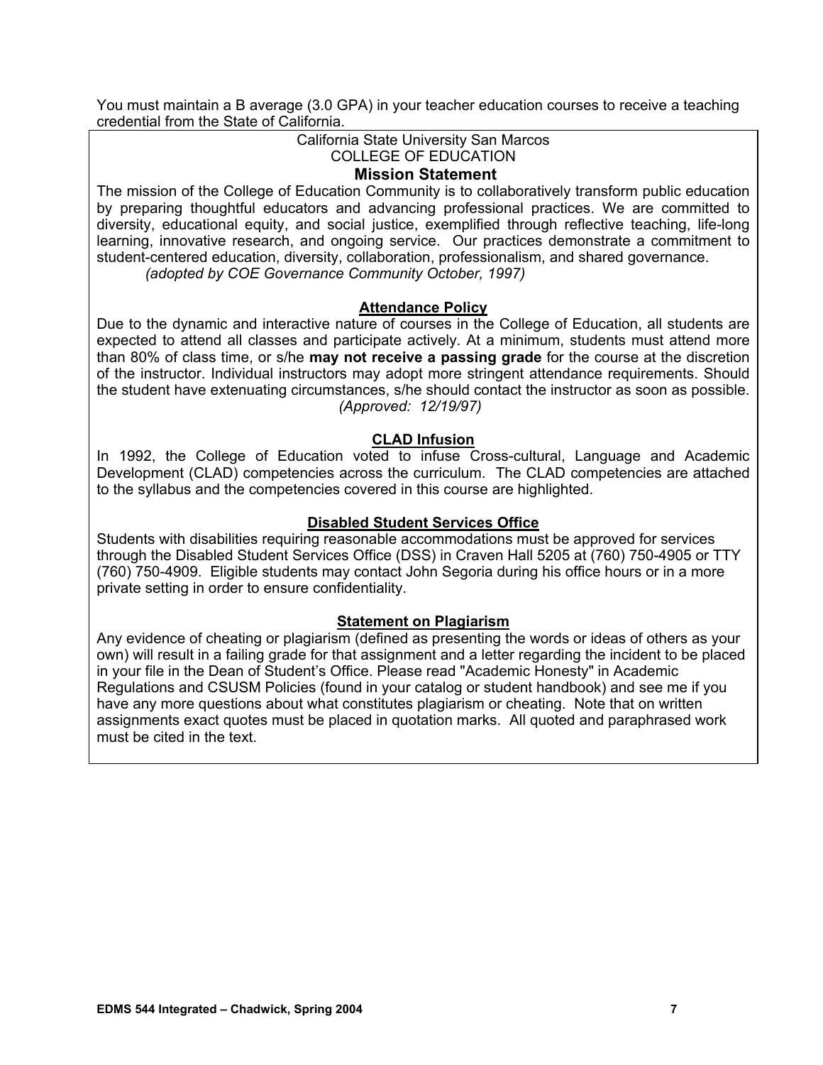You must maintain a B average (3.0 GPA) in your teacher education courses to receive a teaching credential from the State of California.

California State University San Marcos
COLLEGE OF EDUCATION

## Mission Statement

The mission of the College of Education Community is to collaboratively transform public education by preparing thoughtful educators and advancing professional practices. We are committed to diversity, educational equity, and social justice, exemplified through reflective teaching, life-long learning, innovative research, and ongoing service. Our practices demonstrate a commitment to student-centered education, diversity, collaboration, professionalism, and shared governance.

*(adopted by COE Governance Community October, 1997)*

### Attendance Policy

Due to the dynamic and interactive nature of courses in the College of Education, all students are expected to attend all classes and participate actively. At a minimum, students must attend more than 80% of class time, or s/he **may not receive a passing grade** for the course at the discretion of the instructor. Individual instructors may adopt more stringent attendance requirements. Should the student have extenuating circumstances, s/he should contact the instructor as soon as possible.

*(Approved: 12/19/97)*

### CLAD Infusion

In 1992, the College of Education voted to infuse Cross-cultural, Language and Academic Development (CLAD) competencies across the curriculum. The CLAD competencies are attached to the syllabus and the competencies covered in this course are highlighted.

### Disabled Student Services Office

Students with disabilities requiring reasonable accommodations must be approved for services through the Disabled Student Services Office (DSS) in Craven Hall 5205 at (760) 750-4905 or TTY (760) 750-4909. Eligible students may contact John Segoria during his office hours or in a more private setting in order to ensure confidentiality.

### Statement on Plagiarism

Any evidence of cheating or plagiarism (defined as presenting the words or ideas of others as your own) will result in a failing grade for that assignment and a letter regarding the incident to be placed in your file in the Dean of Student's Office. Please read "Academic Honesty" in Academic Regulations and CSUSM Policies (found in your catalog or student handbook) and see me if you have any more questions about what constitutes plagiarism or cheating. Note that on written assignments exact quotes must be placed in quotation marks. All quoted and paraphrased work must be cited in the text.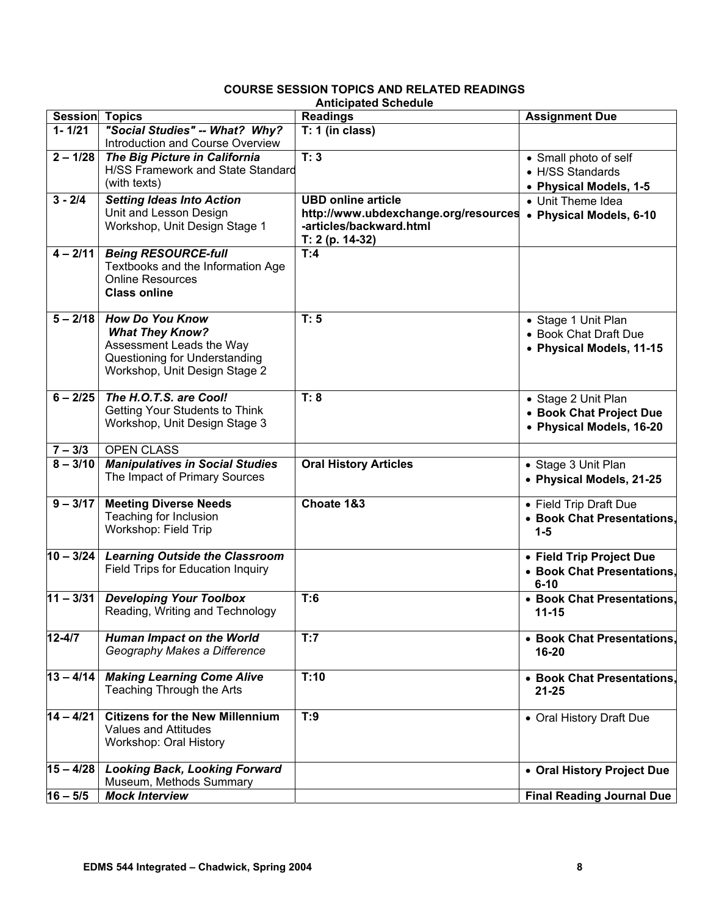**COURSE SESSION TOPICS AND RELATED READINGS**
**Anticipated Schedule**

| Session | Topics | Readings | Assignment Due |
|---|---|---|---|
| 1- 1/21 | ***"Social Studies" -- What? Why?*** Introduction and Course Overview | **T: 1 (in class)** | |
| 2 – 1/28 | ***The Big Picture in California*** H/SS Framework and State Standard (with texts) | **T: 3** | • Small photo of self • H/SS Standards • **Physical Models, 1-5** |
| 3 - 2/4 | ***Setting Ideas Into Action*** Unit and Lesson Design Workshop, Unit Design Stage 1 | **UBD online article http://www.ubdexchange.org/resources-articles/backward.html T: 2 (p. 14-32)** | • Unit Theme Idea • **Physical Models, 6-10** |
| 4 – 2/11 | ***Being RESOURCE-full*** Textbooks and the Information Age Online Resources **Class online** | **T:4** | |
| 5 – 2/18 | ***How Do You Know What They Know?*** Assessment Leads the Way Questioning for Understanding Workshop, Unit Design Stage 2 | **T: 5** | • Stage 1 Unit Plan • Book Chat Draft Due • **Physical Models, 11-15** |
| 6 – 2/25 | ***The H.O.T.S. are Cool!*** Getting Your Students to Think Workshop, Unit Design Stage 3 | **T: 8** | • Stage 2 Unit Plan • **Book Chat Project Due** • **Physical Models, 16-20** |
| 7 – 3/3 | OPEN CLASS | | |
| 8 – 3/10 | ***Manipulatives in Social Studies*** The Impact of Primary Sources | **Oral History Articles** | • Stage 3 Unit Plan • **Physical Models, 21-25** |
| 9 – 3/17 | **Meeting Diverse Needs** Teaching for Inclusion Workshop: Field Trip | **Choate 1&3** | • Field Trip Draft Due • **Book Chat Presentations, 1-5** |
| 10 – 3/24 | ***Learning Outside the Classroom*** Field Trips for Education Inquiry | | • **Field Trip Project Due** • **Book Chat Presentations, 6-10** |
| 11 – 3/31 | ***Developing Your Toolbox*** Reading, Writing and Technology | **T:6** | • **Book Chat Presentations, 11-15** |
| 12-4/7 | ***Human Impact on the World*** *Geography Makes a Difference* | **T:7** | • **Book Chat Presentations, 16-20** |
| 13 – 4/14 | ***Making Learning Come Alive*** Teaching Through the Arts | **T:10** | • **Book Chat Presentations, 21-25** |
| 14 – 4/21 | **Citizens for the New Millennium** Values and Attitudes Workshop: Oral History | **T:9** | • Oral History Draft Due |
| 15 – 4/28 | ***Looking Back, Looking Forward*** Museum, Methods Summary | | • **Oral History Project Due** |
| 16 – 5/5 | ***Mock Interview*** | | **Final Reading Journal Due** |